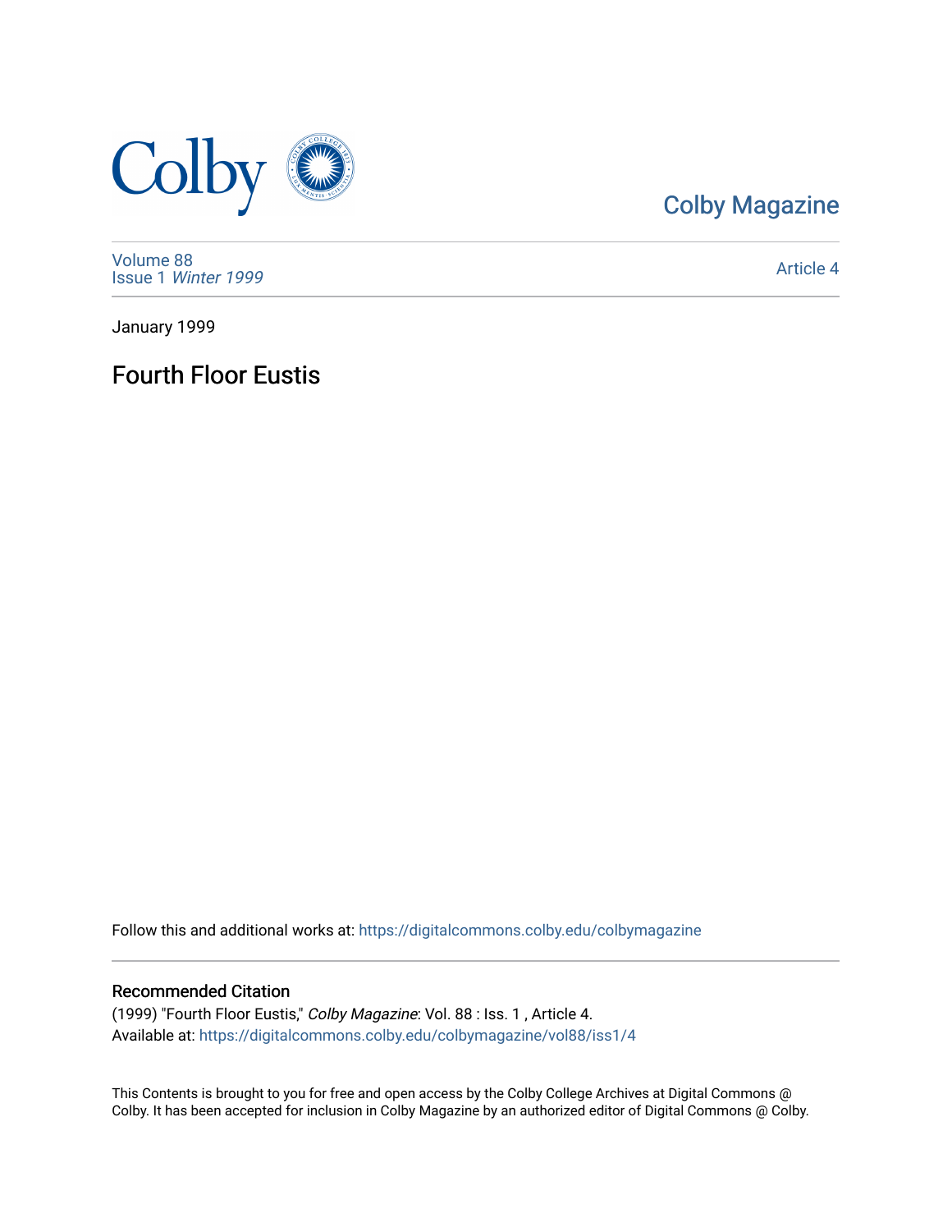Colby Magazine

Volume 88
Issue 1 *Winter 1999*

Article 4

January 1999

# Fourth Floor Eustis

Follow this and additional works at: https://digitalcommons.colby.edu/colbymagazine

## Recommended Citation

(1999) "Fourth Floor Eustis," *Colby Magazine*: Vol. 88 : Iss. 1 , Article 4.
Available at: https://digitalcommons.colby.edu/colbymagazine/vol88/iss1/4

This Contents is brought to you for free and open access by the Colby College Archives at Digital Commons @ Colby. It has been accepted for inclusion in Colby Magazine by an authorized editor of Digital Commons @ Colby.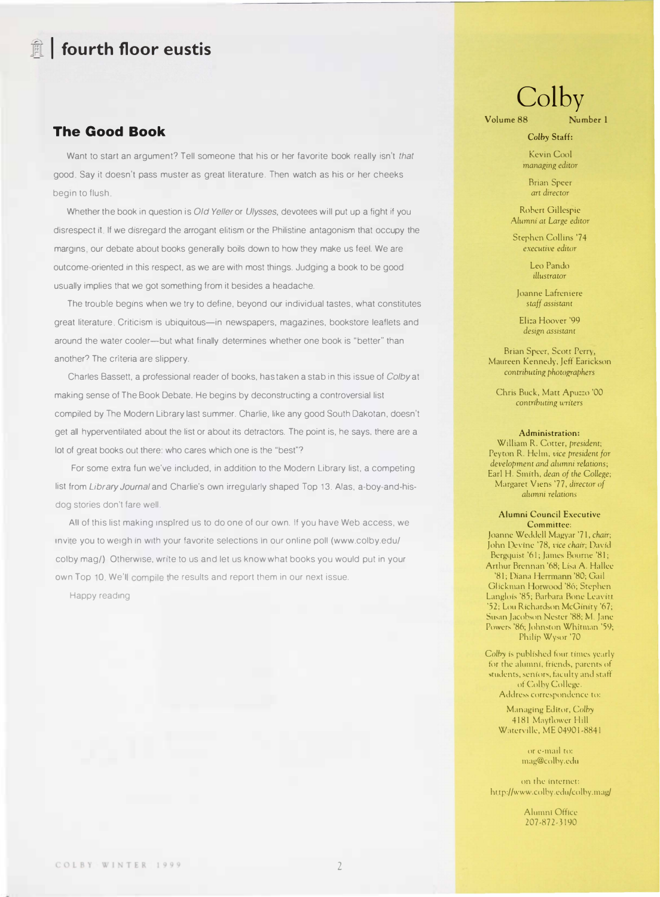# fourth floor eustis

## The Good Book

Want to start an argument? Tell someone that his or her favorite book really isn't *that* good. Say it doesn't pass muster as great literature. Then watch as his or her cheeks begin to flush.

Whether the book in question is *Old Yeller* or *Ulysses*, devotees will put up a fight if you disrespect it. If we disregard the arrogant elitism or the Philistine antagonism that occupy the margins, our debate about books generally boils down to how they make us feel. We are outcome-oriented in this respect, as we are with most things. Judging a book to be good usually implies that we got something from it besides a headache.

The trouble begins when we try to define, beyond our individual tastes, what constitutes great literature. Criticism is ubiquitous—in newspapers, magazines, bookstore leaflets and around the water cooler—but what finally determines whether one book is "better" than another? The criteria are slippery.

Charles Bassett, a professional reader of books, has taken a stab in this issue of *Colby* at making sense of The Book Debate. He begins by deconstructing a controversial list compiled by The Modern Library last summer. Charlie, like any good South Dakotan, doesn't get all hyperventilated about the list or about its detractors. The point is, he says, there are a lot of great books out there: who cares which one is the "best"?

For some extra fun we've included, in addition to the Modern Library list, a competing list from *Library Journal* and Charlie's own irregularly shaped Top 13. Alas, a-boy-and-his-dog stories don't fare well.

All of this list making inspired us to do one of our own. If you have Web access, we invite you to weigh in with your favorite selections in our online poll (www.colby.edu/colby.mag/). Otherwise, write to us and let us know what books you would put in your own Top 10. We'll compile the results and report them in our next issue.

Happy reading

# Colby

Volume 88 Number 1

**Colby Staff:**

Kevin Cool
*managing editor*

Brian Speer
*art director*

Robert Gillespie
*Alumni at Large editor*

Stephen Collins '74
*executive editor*

Leo Pando
*illustrator*

Joanne Lafreniere
*staff assistant*

Eliza Hoover '99
*design assistant*

Brian Speer, Scott Perry, Maureen Kennedy, Jeff Earickson
*contributing photographers*

Chris Buck, Matt Apuzzo '00
*contributing writers*

**Administration:**
William R. Cotter, *president*; Peyton R. Helm, *vice president for development and alumni relations*; Earl H. Smith, *dean of the College*; Margaret Viens '77, *director of alumni relations*

**Alumni Council Executive Committee:**
Joanne Weddell Magyar '71, *chair*; John Devine '78, *vice chair*; David Bergquist '61; James Bourne '81; Arthur Brennan '68; Lisa A. Hallee '81; Diana Herrmann '80; Gail Glickman Horwood '86; Stephen Langlois '85; Barbara Bone Leavitt '52; Lou Richardson McGinity '67; Susan Jacobson Nester '88; M. Jane Powers '86; Johnston Whitman '59; Philip Wysor '70

*Colby* is published four times yearly for the alumni, friends, parents of students, seniors, faculty and staff of Colby College.
Address correspondence to:

Managing Editor, *Colby*
4181 Mayflower Hill
Waterville, ME 04901-8841

or e-mail to:
mag@colby.edu

on the internet:
http://www.colby.edu/colby.mag/

Alumni Office
207-872-3190